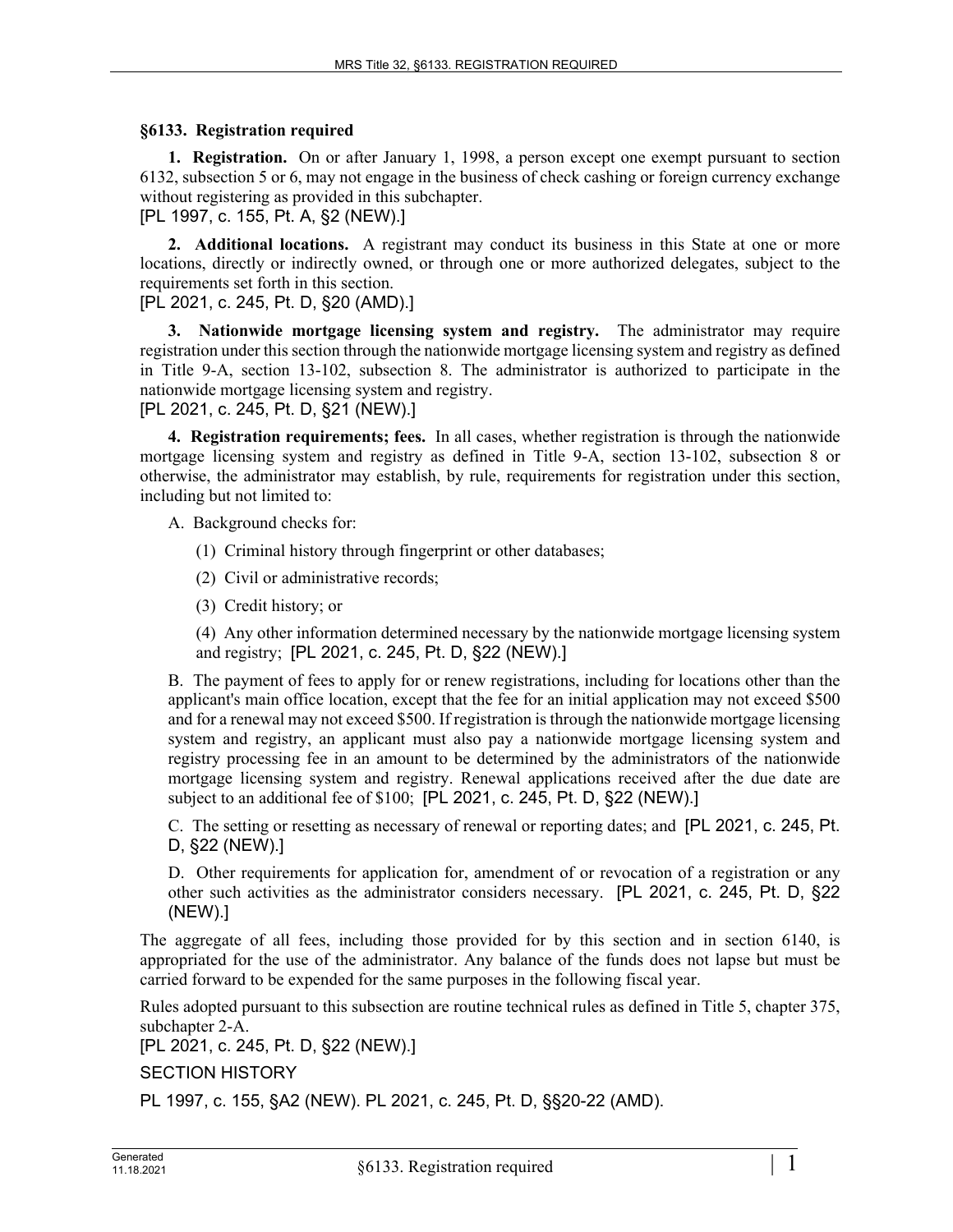## §6133. Registration required

**1. Registration.** On or after January 1, 1998, a person except one exempt pursuant to section 6132, subsection 5 or 6, may not engage in the business of check cashing or foreign currency exchange without registering as provided in this subchapter.

[PL 1997, c. 155, Pt. A, §2 (NEW).]

**2. Additional locations.** A registrant may conduct its business in this State at one or more locations, directly or indirectly owned, or through one or more authorized delegates, subject to the requirements set forth in this section.

[PL 2021, c. 245, Pt. D, §20 (AMD).]

**3. Nationwide mortgage licensing system and registry.** The administrator may require registration under this section through the nationwide mortgage licensing system and registry as defined in Title 9-A, section 13-102, subsection 8. The administrator is authorized to participate in the nationwide mortgage licensing system and registry.

[PL 2021, c. 245, Pt. D, §21 (NEW).]

**4. Registration requirements; fees.** In all cases, whether registration is through the nationwide mortgage licensing system and registry as defined in Title 9-A, section 13-102, subsection 8 or otherwise, the administrator may establish, by rule, requirements for registration under this section, including but not limited to:

A. Background checks for:

(1) Criminal history through fingerprint or other databases;

(2) Civil or administrative records;

(3) Credit history; or

(4) Any other information determined necessary by the nationwide mortgage licensing system and registry; [PL 2021, c. 245, Pt. D, §22 (NEW).]

B. The payment of fees to apply for or renew registrations, including for locations other than the applicant's main office location, except that the fee for an initial application may not exceed $500 and for a renewal may not exceed $500. If registration is through the nationwide mortgage licensing system and registry, an applicant must also pay a nationwide mortgage licensing system and registry processing fee in an amount to be determined by the administrators of the nationwide mortgage licensing system and registry. Renewal applications received after the due date are subject to an additional fee of $100; [PL 2021, c. 245, Pt. D, §22 (NEW).]

C. The setting or resetting as necessary of renewal or reporting dates; and [PL 2021, c. 245, Pt. D, §22 (NEW).]

D. Other requirements for application for, amendment of or revocation of a registration or any other such activities as the administrator considers necessary. [PL 2021, c. 245, Pt. D, §22 (NEW).]

The aggregate of all fees, including those provided for by this section and in section 6140, is appropriated for the use of the administrator. Any balance of the funds does not lapse but must be carried forward to be expended for the same purposes in the following fiscal year.

Rules adopted pursuant to this subsection are routine technical rules as defined in Title 5, chapter 375, subchapter 2-A.

[PL 2021, c. 245, Pt. D, §22 (NEW).]

SECTION HISTORY

PL 1997, c. 155, §A2 (NEW). PL 2021, c. 245, Pt. D, §§20-22 (AMD).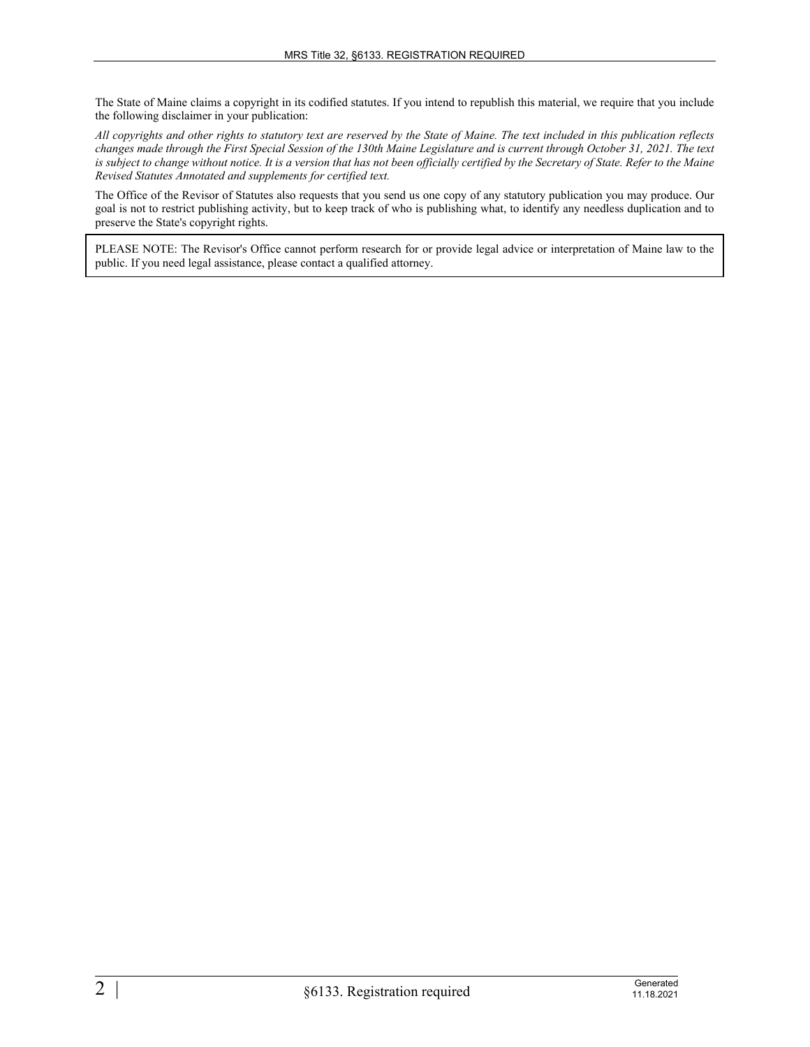The State of Maine claims a copyright in its codified statutes. If you intend to republish this material, we require that you include the following disclaimer in your publication:

*All copyrights and other rights to statutory text are reserved by the State of Maine. The text included in this publication reflects changes made through the First Special Session of the 130th Maine Legislature and is current through October 31, 2021. The text is subject to change without notice. It is a version that has not been officially certified by the Secretary of State. Refer to the Maine Revised Statutes Annotated and supplements for certified text.*

The Office of the Revisor of Statutes also requests that you send us one copy of any statutory publication you may produce. Our goal is not to restrict publishing activity, but to keep track of who is publishing what, to identify any needless duplication and to preserve the State's copyright rights.

PLEASE NOTE: The Revisor's Office cannot perform research for or provide legal advice or interpretation of Maine law to the public. If you need legal assistance, please contact a qualified attorney.